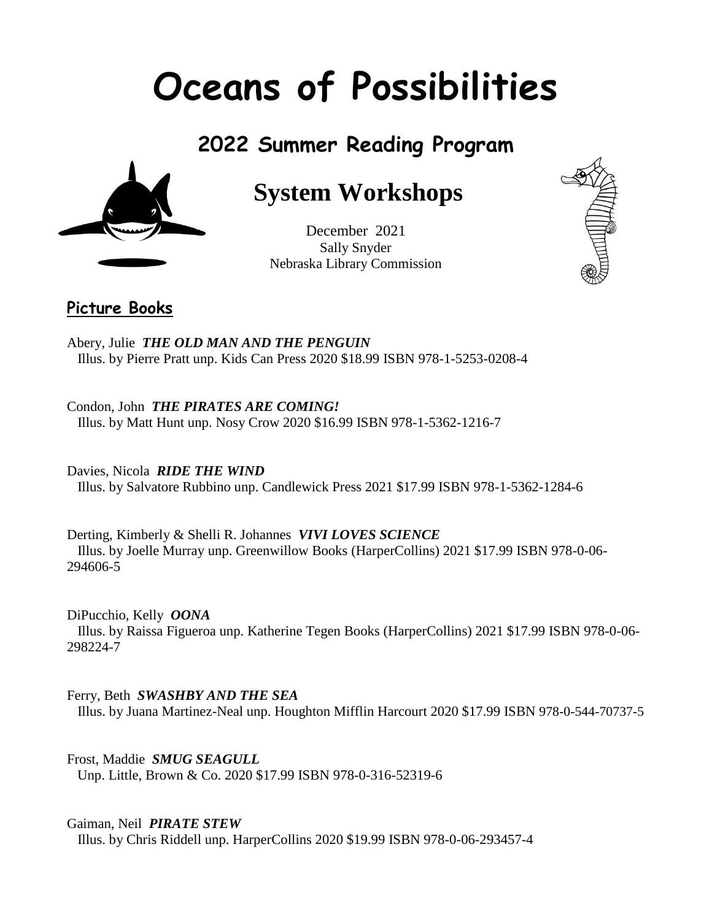# Oceans of Possibilities

## 2022 Summer Reading Program

## System Workshops

December 2021
Sally Snyder
Nebraska Library Commission

### Picture Books

Abery, Julie ***THE OLD MAN AND THE PENGUIN***
Illus. by Pierre Pratt unp. Kids Can Press 2020 $18.99 ISBN 978-1-5253-0208-4

Condon, John ***THE PIRATES ARE COMING!***
Illus. by Matt Hunt unp. Nosy Crow 2020 $16.99 ISBN 978-1-5362-1216-7

Davies, Nicola ***RIDE THE WIND***
Illus. by Salvatore Rubbino unp. Candlewick Press 2021 $17.99 ISBN 978-1-5362-1284-6

Derting, Kimberly & Shelli R. Johannes ***VIVI LOVES SCIENCE***
Illus. by Joelle Murray unp. Greenwillow Books (HarperCollins) 2021 $17.99 ISBN 978-0-06-294606-5

DiPucchio, Kelly ***OONA***
Illus. by Raissa Figueroa unp. Katherine Tegen Books (HarperCollins) 2021 $17.99 ISBN 978-0-06-298224-7

Ferry, Beth ***SWASHBY AND THE SEA***
Illus. by Juana Martinez-Neal unp. Houghton Mifflin Harcourt 2020 $17.99 ISBN 978-0-544-70737-5

Frost, Maddie ***SMUG SEAGULL***
Unp. Little, Brown & Co. 2020 $17.99 ISBN 978-0-316-52319-6

Gaiman, Neil ***PIRATE STEW***
Illus. by Chris Riddell unp. HarperCollins 2020 $19.99 ISBN 978-0-06-293457-4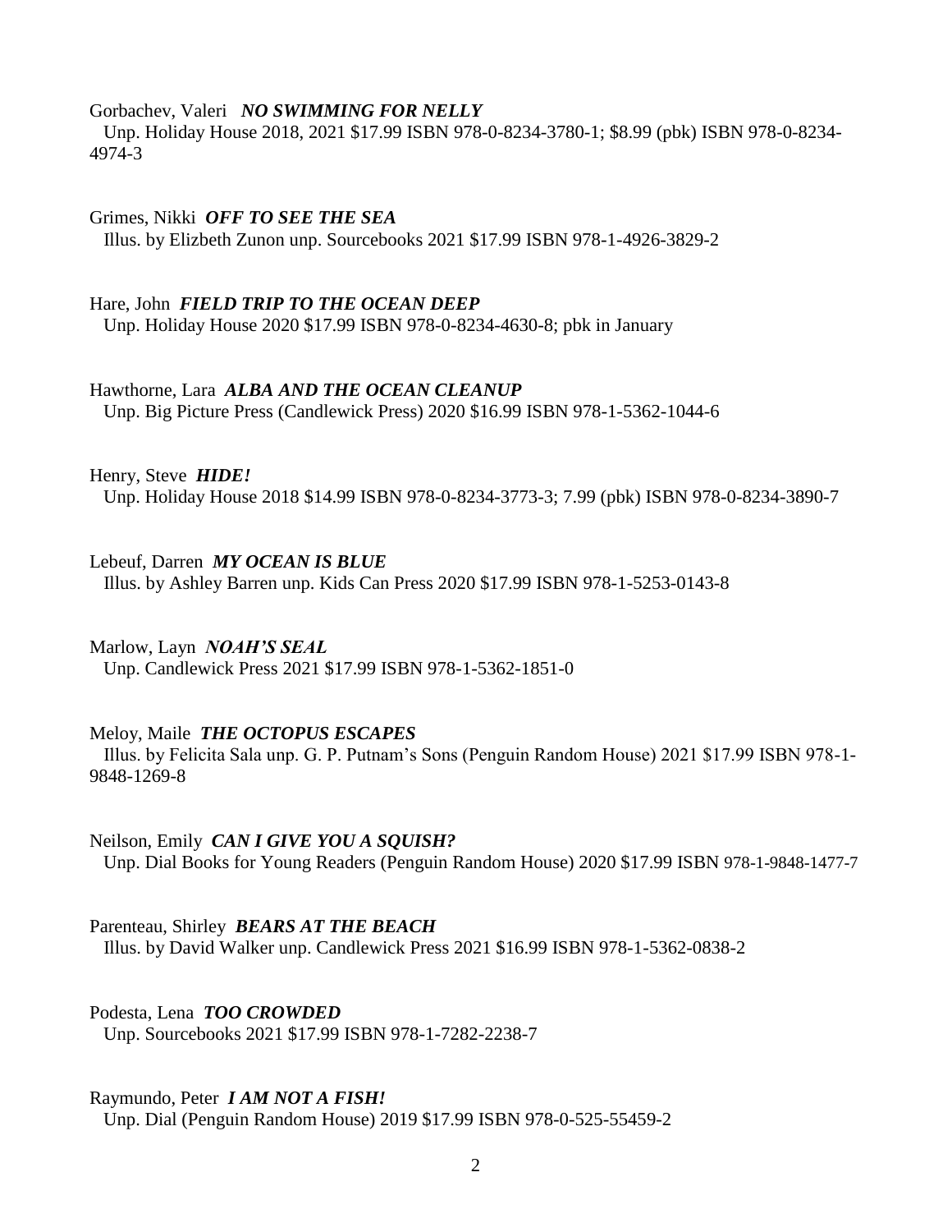Gorbachev, Valeri ***NO SWIMMING FOR NELLY***
Unp. Holiday House 2018, 2021 $17.99 ISBN 978-0-8234-3780-1; $8.99 (pbk) ISBN 978-0-8234-4974-3

Grimes, Nikki ***OFF TO SEE THE SEA***
Illus. by Elizbeth Zunon unp. Sourcebooks 2021 $17.99 ISBN 978-1-4926-3829-2

Hare, John ***FIELD TRIP TO THE OCEAN DEEP***
Unp. Holiday House 2020 $17.99 ISBN 978-0-8234-4630-8; pbk in January

Hawthorne, Lara ***ALBA AND THE OCEAN CLEANUP***
Unp. Big Picture Press (Candlewick Press) 2020 $16.99 ISBN 978-1-5362-1044-6

Henry, Steve ***HIDE!***
Unp. Holiday House 2018 $14.99 ISBN 978-0-8234-3773-3; 7.99 (pbk) ISBN 978-0-8234-3890-7

Lebeuf, Darren ***MY OCEAN IS BLUE***
Illus. by Ashley Barren unp. Kids Can Press 2020 $17.99 ISBN 978-1-5253-0143-8

Marlow, Layn ***NOAH'S SEAL***
Unp. Candlewick Press 2021 $17.99 ISBN 978-1-5362-1851-0

Meloy, Maile ***THE OCTOPUS ESCAPES***
Illus. by Felicita Sala unp. G. P. Putnam's Sons (Penguin Random House) 2021 $17.99 ISBN 978-1-9848-1269-8

Neilson, Emily ***CAN I GIVE YOU A SQUISH?***
Unp. Dial Books for Young Readers (Penguin Random House) 2020 $17.99 ISBN 978-1-9848-1477-7

Parenteau, Shirley ***BEARS AT THE BEACH***
Illus. by David Walker unp. Candlewick Press 2021 $16.99 ISBN 978-1-5362-0838-2

Podesta, Lena ***TOO CROWDED***
Unp. Sourcebooks 2021 $17.99 ISBN 978-1-7282-2238-7

Raymundo, Peter ***I AM NOT A FISH!***
Unp. Dial (Penguin Random House) 2019 $17.99 ISBN 978-0-525-55459-2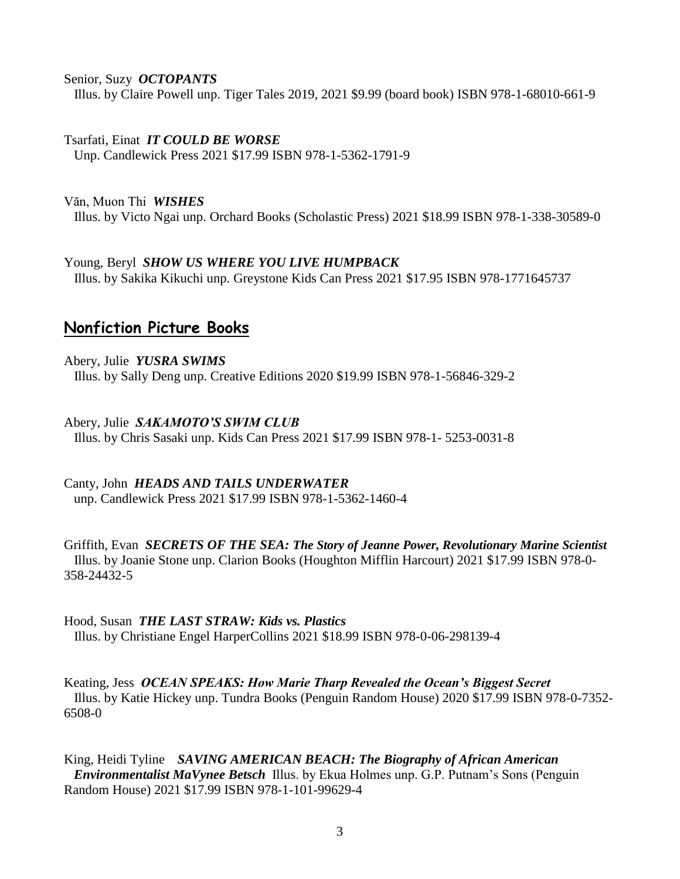Senior, Suzy ***OCTOPANTS***
Illus. by Claire Powell unp. Tiger Tales 2019, 2021 $9.99 (board book) ISBN 978-1-68010-661-9

Tsarfati, Einat ***IT COULD BE WORSE***
Unp. Candlewick Press 2021 $17.99 ISBN 978-1-5362-1791-9

Văn, Muon Thi ***WISHES***
Illus. by Victo Ngai unp. Orchard Books (Scholastic Press) 2021 $18.99 ISBN 978-1-338-30589-0

Young, Beryl ***SHOW US WHERE YOU LIVE HUMPBACK***
Illus. by Sakika Kikuchi unp. Greystone Kids Can Press 2021 $17.95 ISBN 978-1771645737

## Nonfiction Picture Books

Abery, Julie ***YUSRA SWIMS***
Illus. by Sally Deng unp. Creative Editions 2020 $19.99 ISBN 978-1-56846-329-2

Abery, Julie ***SAKAMOTO'S SWIM CLUB***
Illus. by Chris Sasaki unp. Kids Can Press 2021 $17.99 ISBN 978-1- 5253-0031-8

Canty, John ***HEADS AND TAILS UNDERWATER***
unp. Candlewick Press 2021 $17.99 ISBN 978-1-5362-1460-4

Griffith, Evan ***SECRETS OF THE SEA: The Story of Jeanne Power, Revolutionary Marine Scientist***
Illus. by Joanie Stone unp. Clarion Books (Houghton Mifflin Harcourt) 2021 $17.99 ISBN 978-0-358-24432-5

Hood, Susan ***THE LAST STRAW: Kids vs. Plastics***
Illus. by Christiane Engel HarperCollins 2021 $18.99 ISBN 978-0-06-298139-4

Keating, Jess ***OCEAN SPEAKS: How Marie Tharp Revealed the Ocean's Biggest Secret***
Illus. by Katie Hickey unp. Tundra Books (Penguin Random House) 2020 $17.99 ISBN 978-0-7352-6508-0

King, Heidi Tyline ***SAVING AMERICAN BEACH: The Biography of African American Environmentalist MaVynee Betsch*** Illus. by Ekua Holmes unp. G.P. Putnam's Sons (Penguin Random House) 2021 $17.99 ISBN 978-1-101-99629-4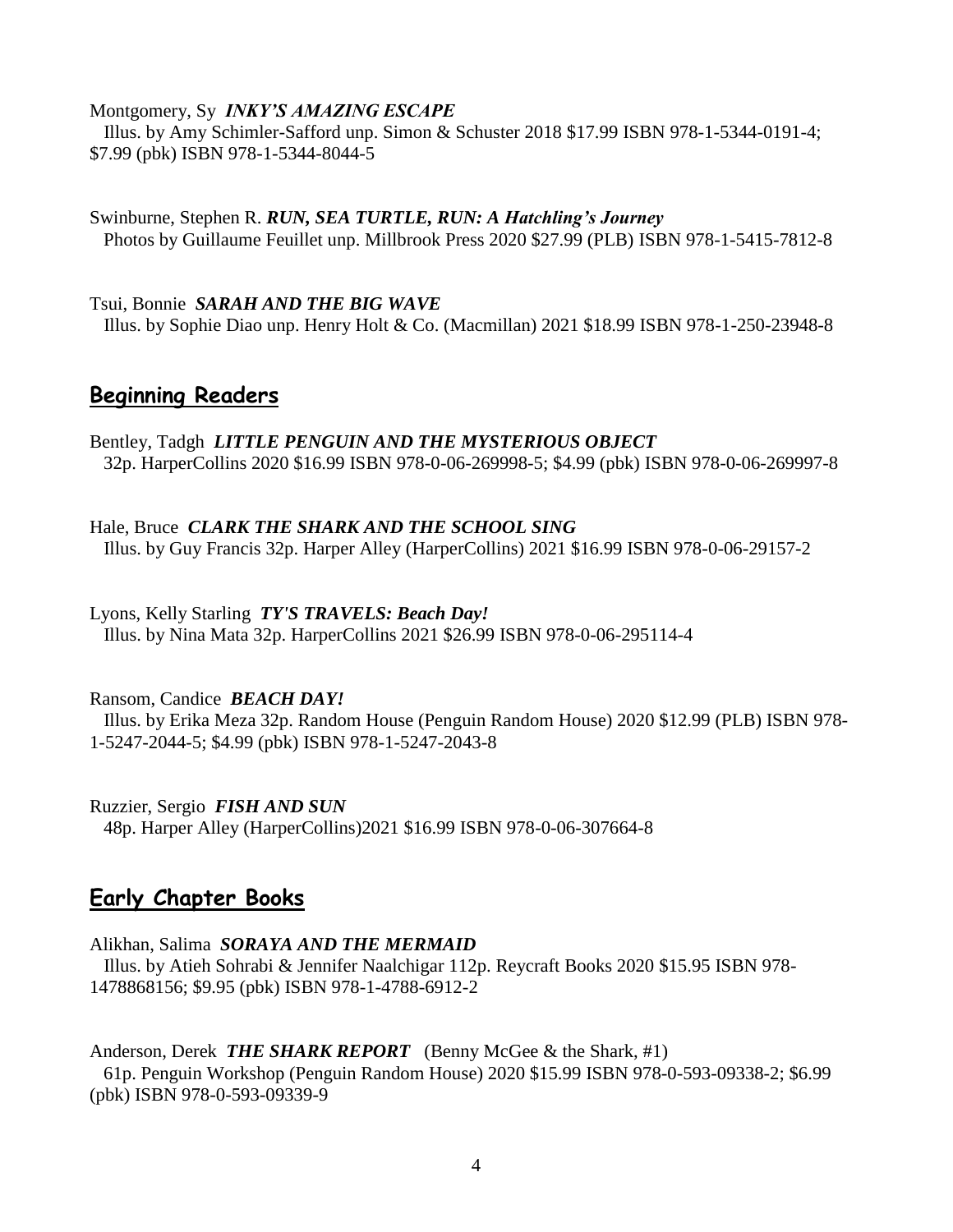Montgomery, Sy ***INKY'S AMAZING ESCAPE***
Illus. by Amy Schimler-Safford unp. Simon & Schuster 2018 $17.99 ISBN 978-1-5344-0191-4; $7.99 (pbk) ISBN 978-1-5344-8044-5

Swinburne, Stephen R. ***RUN, SEA TURTLE, RUN: A Hatchling's Journey***
Photos by Guillaume Feuillet unp. Millbrook Press 2020 $27.99 (PLB) ISBN 978-1-5415-7812-8

Tsui, Bonnie ***SARAH AND THE BIG WAVE***
Illus. by Sophie Diao unp. Henry Holt & Co. (Macmillan) 2021 $18.99 ISBN 978-1-250-23948-8

## Beginning Readers

Bentley, Tadgh ***LITTLE PENGUIN AND THE MYSTERIOUS OBJECT***
32p. HarperCollins 2020 $16.99 ISBN 978-0-06-269998-5; $4.99 (pbk) ISBN 978-0-06-269997-8

Hale, Bruce ***CLARK THE SHARK AND THE SCHOOL SING***
Illus. by Guy Francis 32p. Harper Alley (HarperCollins) 2021 $16.99 ISBN 978-0-06-29157-2

Lyons, Kelly Starling ***TY'S TRAVELS: Beach Day!***
Illus. by Nina Mata 32p. HarperCollins 2021 $26.99 ISBN 978-0-06-295114-4

Ransom, Candice ***BEACH DAY!***
Illus. by Erika Meza 32p. Random House (Penguin Random House) 2020 $12.99 (PLB) ISBN 978-1-5247-2044-5; $4.99 (pbk) ISBN 978-1-5247-2043-8

Ruzzier, Sergio ***FISH AND SUN***
48p. Harper Alley (HarperCollins)2021 $16.99 ISBN 978-0-06-307664-8

## Early Chapter Books

Alikhan, Salima ***SORAYA AND THE MERMAID***
Illus. by Atieh Sohrabi & Jennifer Naalchigar 112p. Reycraft Books 2020 $15.95 ISBN 978-1478868156; $9.95 (pbk) ISBN 978-1-4788-6912-2

Anderson, Derek ***THE SHARK REPORT*** (Benny McGee & the Shark, #1)
61p. Penguin Workshop (Penguin Random House) 2020 $15.99 ISBN 978-0-593-09338-2; $6.99 (pbk) ISBN 978-0-593-09339-9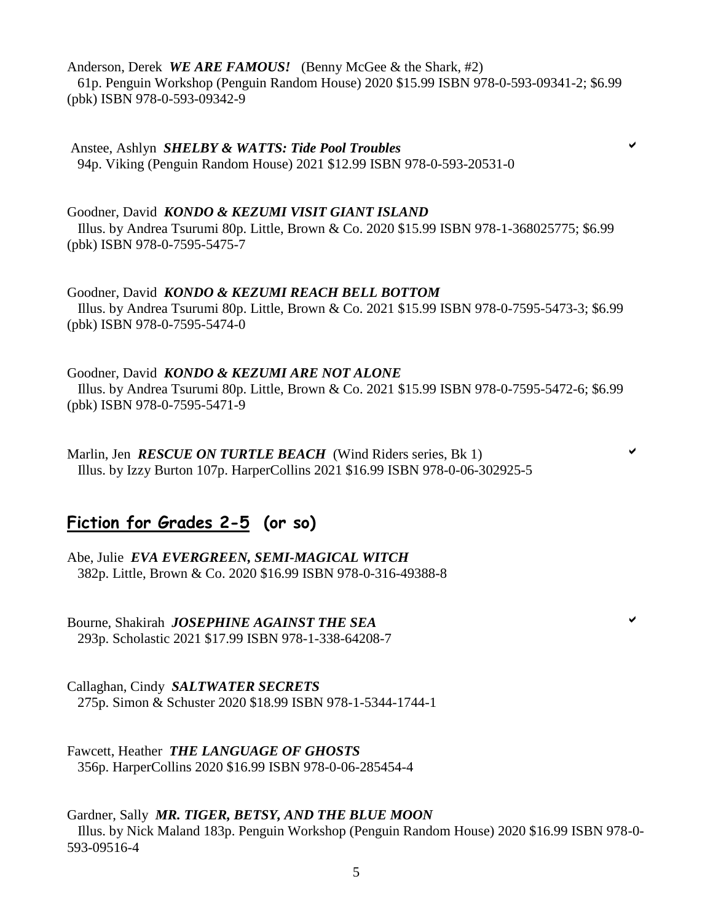Anderson, Derek ***WE ARE FAMOUS!*** (Benny McGee & the Shark, #2)
61p. Penguin Workshop (Penguin Random House) 2020 $15.99 ISBN 978-0-593-09341-2; $6.99 (pbk) ISBN 978-0-593-09342-9

Anstee, Ashlyn ***SHELBY & WATTS: Tide Pool Troubles*** ✔
94p. Viking (Penguin Random House) 2021 $12.99 ISBN 978-0-593-20531-0

Goodner, David ***KONDO & KEZUMI VISIT GIANT ISLAND***
Illus. by Andrea Tsurumi 80p. Little, Brown & Co. 2020 $15.99 ISBN 978-1-368025775; $6.99 (pbk) ISBN 978-0-7595-5475-7

Goodner, David ***KONDO & KEZUMI REACH BELL BOTTOM***
Illus. by Andrea Tsurumi 80p. Little, Brown & Co. 2021 $15.99 ISBN 978-0-7595-5473-3; $6.99 (pbk) ISBN 978-0-7595-5474-0

Goodner, David ***KONDO & KEZUMI ARE NOT ALONE***
Illus. by Andrea Tsurumi 80p. Little, Brown & Co. 2021 $15.99 ISBN 978-0-7595-5472-6; $6.99 (pbk) ISBN 978-0-7595-5471-9

Marlin, Jen ***RESCUE ON TURTLE BEACH*** (Wind Riders series, Bk 1) ✔
Illus. by Izzy Burton 107p. HarperCollins 2021 $16.99 ISBN 978-0-06-302925-5

## Fiction for Grades 2-5 (or so)

Abe, Julie ***EVA EVERGREEN, SEMI-MAGICAL WITCH***
382p. Little, Brown & Co. 2020 $16.99 ISBN 978-0-316-49388-8

Bourne, Shakirah ***JOSEPHINE AGAINST THE SEA*** ✔
293p. Scholastic 2021 $17.99 ISBN 978-1-338-64208-7

Callaghan, Cindy ***SALTWATER SECRETS***
275p. Simon & Schuster 2020 $18.99 ISBN 978-1-5344-1744-1

Fawcett, Heather ***THE LANGUAGE OF GHOSTS***
356p. HarperCollins 2020 $16.99 ISBN 978-0-06-285454-4

Gardner, Sally ***MR. TIGER, BETSY, AND THE BLUE MOON***
Illus. by Nick Maland 183p. Penguin Workshop (Penguin Random House) 2020 $16.99 ISBN 978-0-593-09516-4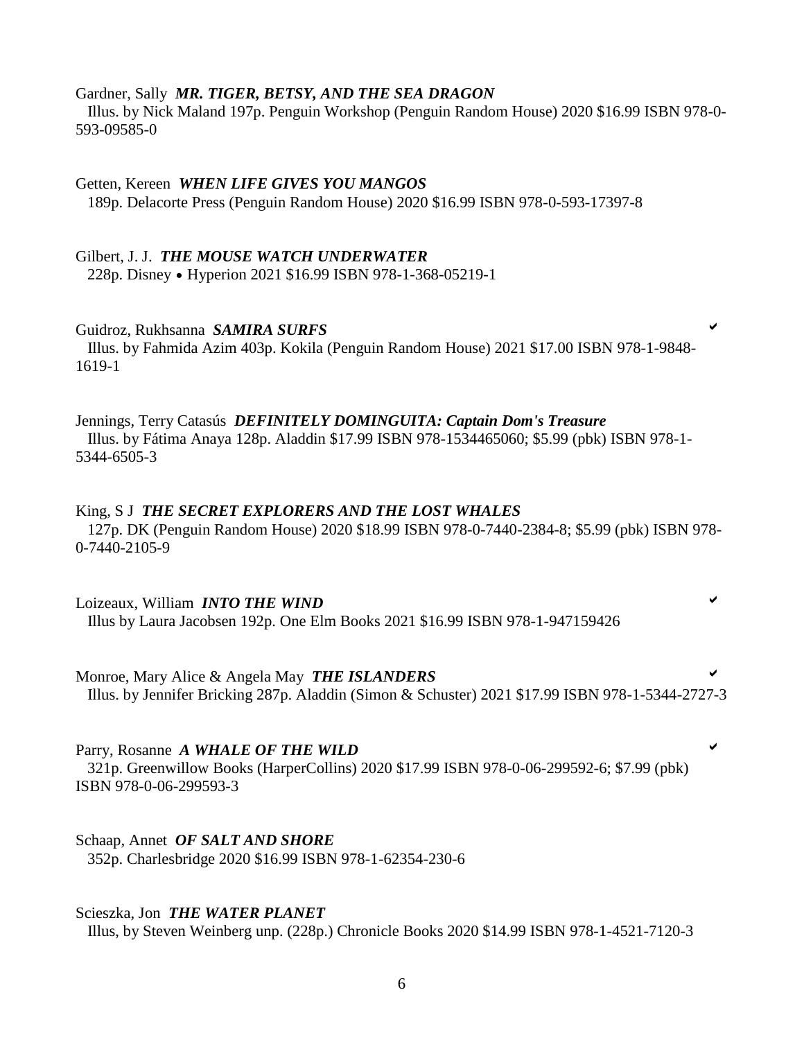Gardner, Sally ***MR. TIGER, BETSY, AND THE SEA DRAGON***
Illus. by Nick Maland 197p. Penguin Workshop (Penguin Random House) 2020 $16.99 ISBN 978-0-593-09585-0

Getten, Kereen ***WHEN LIFE GIVES YOU MANGOS***
189p. Delacorte Press (Penguin Random House) 2020 $16.99 ISBN 978-0-593-17397-8

Gilbert, J. J. ***THE MOUSE WATCH UNDERWATER***
228p. Disney • Hyperion 2021 $16.99 ISBN 978-1-368-05219-1

Guidroz, Rukhsanna ***SAMIRA SURFS*** ✔
Illus. by Fahmida Azim 403p. Kokila (Penguin Random House) 2021 $17.00 ISBN 978-1-9848-1619-1

Jennings, Terry Catasús ***DEFINITELY DOMINGUITA: Captain Dom's Treasure***
Illus. by Fátima Anaya 128p. Aladdin $17.99 ISBN 978-1534465060; $5.99 (pbk) ISBN 978-1-5344-6505-3

King, S J ***THE SECRET EXPLORERS AND THE LOST WHALES***
127p. DK (Penguin Random House) 2020 $18.99 ISBN 978-0-7440-2384-8; $5.99 (pbk) ISBN 978-0-7440-2105-9

Loizeaux, William ***INTO THE WIND*** ✔
Illus by Laura Jacobsen 192p. One Elm Books 2021 $16.99 ISBN 978-1-947159426

Monroe, Mary Alice & Angela May ***THE ISLANDERS*** ✔
Illus. by Jennifer Bricking 287p. Aladdin (Simon & Schuster) 2021 $17.99 ISBN 978-1-5344-2727-3

Parry, Rosanne ***A WHALE OF THE WILD*** ✔
321p. Greenwillow Books (HarperCollins) 2020 $17.99 ISBN 978-0-06-299592-6; $7.99 (pbk) ISBN 978-0-06-299593-3

Schaap, Annet ***OF SALT AND SHORE***
352p. Charlesbridge 2020 $16.99 ISBN 978-1-62354-230-6

Scieszka, Jon ***THE WATER PLANET***
Illus, by Steven Weinberg unp. (228p.) Chronicle Books 2020 $14.99 ISBN 978-1-4521-7120-3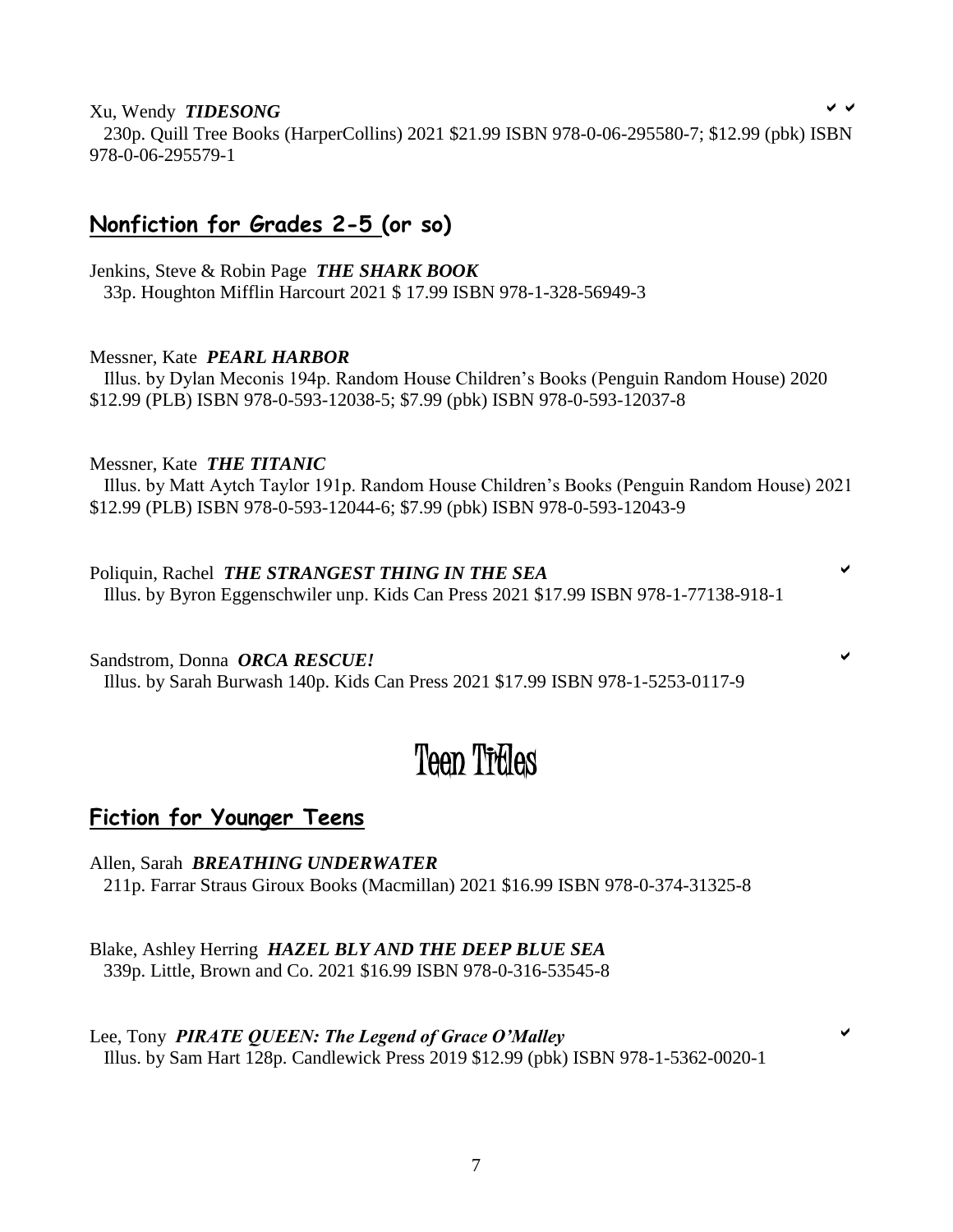Xu, Wendy ***TIDESONG*** ✔ ✔
230p. Quill Tree Books (HarperCollins) 2021 $21.99 ISBN 978-0-06-295580-7; $12.99 (pbk) ISBN 978-0-06-295579-1

## Nonfiction for Grades 2-5 (or so)

Jenkins, Steve & Robin Page ***THE SHARK BOOK***
33p. Houghton Mifflin Harcourt 2021 $ 17.99 ISBN 978-1-328-56949-3

Messner, Kate ***PEARL HARBOR***
Illus. by Dylan Meconis 194p. Random House Children's Books (Penguin Random House) 2020 $12.99 (PLB) ISBN 978-0-593-12038-5; $7.99 (pbk) ISBN 978-0-593-12037-8

Messner, Kate ***THE TITANIC***
Illus. by Matt Aytch Taylor 191p. Random House Children's Books (Penguin Random House) 2021 $12.99 (PLB) ISBN 978-0-593-12044-6; $7.99 (pbk) ISBN 978-0-593-12043-9

Poliquin, Rachel ***THE STRANGEST THING IN THE SEA*** ✔
Illus. by Byron Eggenschwiler unp. Kids Can Press 2021 $17.99 ISBN 978-1-77138-918-1

Sandstrom, Donna ***ORCA RESCUE!*** ✔
Illus. by Sarah Burwash 140p. Kids Can Press 2021 $17.99 ISBN 978-1-5253-0117-9

# Teen Titles

## Fiction for Younger Teens

Allen, Sarah ***BREATHING UNDERWATER***
211p. Farrar Straus Giroux Books (Macmillan) 2021 $16.99 ISBN 978-0-374-31325-8

Blake, Ashley Herring ***HAZEL BLY AND THE DEEP BLUE SEA***
339p. Little, Brown and Co. 2021 $16.99 ISBN 978-0-316-53545-8

Lee, Tony ***PIRATE QUEEN: The Legend of Grace O'Malley*** ✔
Illus. by Sam Hart 128p. Candlewick Press 2019 $12.99 (pbk) ISBN 978-1-5362-0020-1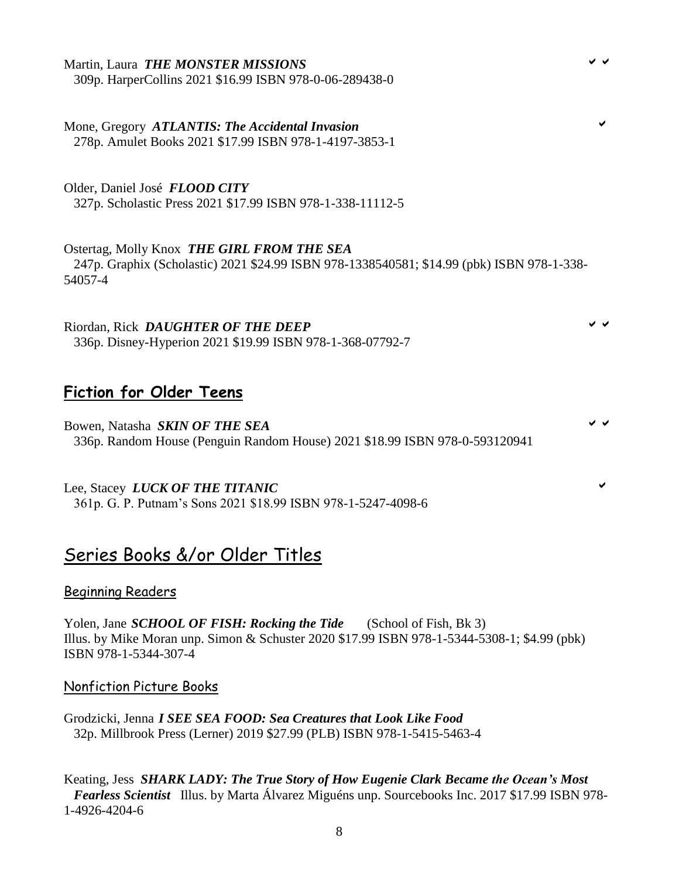Martin, Laura ***THE MONSTER MISSIONS*** ✔ ✔
309p. HarperCollins 2021 $16.99 ISBN 978-0-06-289438-0

Mone, Gregory ***ATLANTIS: The Accidental Invasion*** ✔
278p. Amulet Books 2021 $17.99 ISBN 978-1-4197-3853-1

Older, Daniel José ***FLOOD CITY***
327p. Scholastic Press 2021 $17.99 ISBN 978-1-338-11112-5

Ostertag, Molly Knox ***THE GIRL FROM THE SEA***
247p. Graphix (Scholastic) 2021 $24.99 ISBN 978-1338540581; $14.99 (pbk) ISBN 978-1-338-54057-4

Riordan, Rick ***DAUGHTER OF THE DEEP*** ✔ ✔
336p. Disney-Hyperion 2021 $19.99 ISBN 978-1-368-07792-7

## Fiction for Older Teens

Bowen, Natasha ***SKIN OF THE SEA*** ✔ ✔
336p. Random House (Penguin Random House) 2021 $18.99 ISBN 978-0-593120941

Lee, Stacey ***LUCK OF THE TITANIC*** ✔
361p. G. P. Putnam's Sons 2021 $18.99 ISBN 978-1-5247-4098-6

## Series Books &/or Older Titles

### Beginning Readers

Yolen, Jane ***SCHOOL OF FISH: Rocking the Tide*** (School of Fish, Bk 3)
Illus. by Mike Moran unp. Simon & Schuster 2020 $17.99 ISBN 978-1-5344-5308-1; $4.99 (pbk) ISBN 978-1-5344-307-4

### Nonfiction Picture Books

Grodzicki, Jenna ***I SEE SEA FOOD: Sea Creatures that Look Like Food***
32p. Millbrook Press (Lerner) 2019 $27.99 (PLB) ISBN 978-1-5415-5463-4

Keating, Jess ***SHARK LADY: The True Story of How Eugenie Clark Became the Ocean's Most Fearless Scientist*** Illus. by Marta Álvarez Miguéns unp. Sourcebooks Inc. 2017 $17.99 ISBN 978-1-4926-4204-6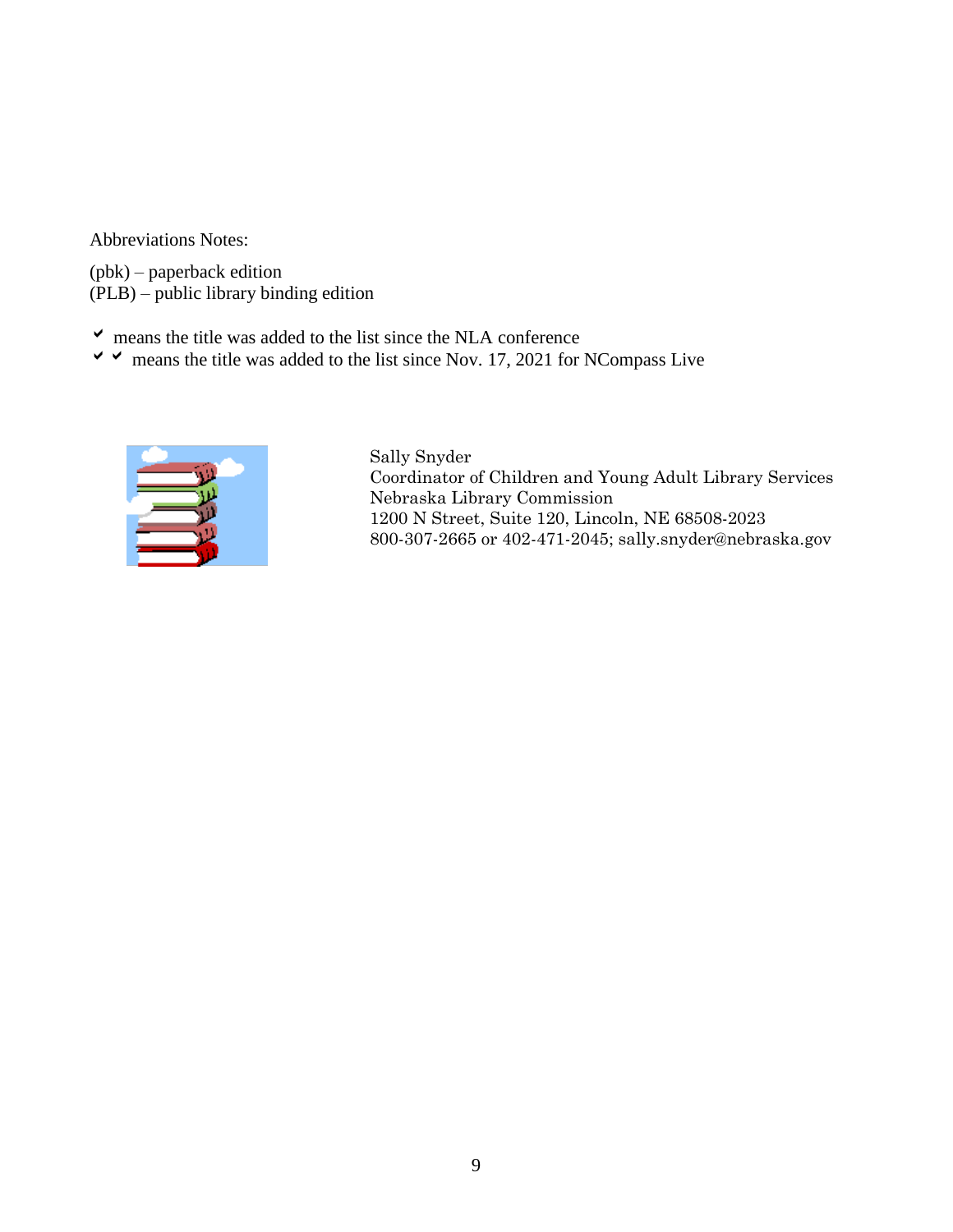Abbreviations Notes:

(pbk) – paperback edition
(PLB) – public library binding edition

✔ means the title was added to the list since the NLA conference
✔ ✔ means the title was added to the list since Nov. 17, 2021 for NCompass Live

Sally Snyder
Coordinator of Children and Young Adult Library Services
Nebraska Library Commission
1200 N Street, Suite 120, Lincoln, NE 68508-2023
800-307-2665 or 402-471-2045; sally.snyder@nebraska.gov